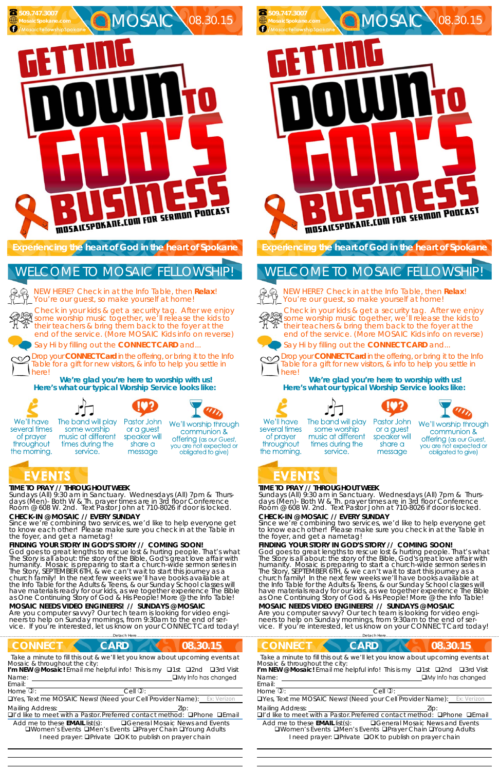509.747.3007
MosaicSpokane.com
/MosaicFellowshipSpokane

# MOSAIC 08.30.15

# GETTING DOWN TO GOD'S BUSINESS

MOSAICSPOKANE.COM FOR SERMON PODCAST

**Experiencing the heart of God in the heart of Spokane**

## WELCOME TO MOSAIC FELLOWSHIP!

NEW HERE? Check in at the Info Table, then **Relax**! You're our guest, so make yourself at home!

Check in your kids & get a security tag. After we enjoy some worship music together, we'll release the kids to their teachers & bring them back to the foyer at the end of the service. (More MOSAIC Kids info on reverse)

Say Hi by filling out the **CONNECT CARD** and...

Drop your **CONNECT Card** in the offering, or bring it to the Info Table for a gift for new visitors, & info to help you settle in here!

**We're glad you're here to worship with us!**
**Here's what our typical Worship Service looks like:**

We'll have several times of prayer throughout the morning. | The band will play some worship music at different times during the service. | Pastor John or a guest speaker will share a message | We'll worship through communion & offering (as our Guest, you are not expected or obligated to give)

## EVENTS

**TIME TO PRAY // THROUGHOUT WEEK**
Sundays (All) 9:30 am in Sanctuary. Wednesdays (All) 7pm & Thursdays (Men)- Both W & Th. prayer times are in 3rd floor Conference Room @ 608 W. 2nd. Text Pastor John at 710-8026 if door is locked.

**CHECK-IN @MOSAIC // EVERY SUNDAY**
Since we're combining two services, we'd like to help everyone get to know each other! Please make sure you check in at the Table in the foyer, and get a nametag!

**FINDING YOUR STORY IN GOD'S STORY // COMING SOON!**
God goes to great lengths to rescue lost & hurting people. That's what The Story is all about: the story of the Bible, God's great love affair with humanity. Mosaic is preparing to start a church-wide sermon series in The Story, SEPTEMBER 6TH, & we can't wait to start this journey as a church family! In the next few weeks we'll have books available at the Info Table for the Adults & Teens, & our Sunday School classes will have materials ready for our kids, as we together experience The Bible as One Continuing Story of God & His People! More @ the Info Table!

**MOSAIC NEEDS VIDEO ENGINEERS! // SUNDAYS @ MOSAIC**
Are you computer savvy? Our tech team is looking for video engineers to help on Sunday mornings, from 9:30am to the end of service. If you're interested, let us know on your CONNECT Card today!

Detach Here

## CONNECT CARD 08.30.15

Take a minute to fill this out & we'll let you know about upcoming events at Mosaic & throughout the city:

**I'm NEW @ Mosaic!** Email me helpful info! This is my ❑1st ❑2nd ❑3rd Visit

Name: ________________ ❑My Info has changed

Email: ________________

Home: ________________ Cell: ________________

❑Yes, Text me MOSAIC News! (Need your Cell Provider Name): Ex: Verizon

Mailing Address: ________________ Zip: ________

❑I'd like to meet with a Pastor. Preferred contact method: ❑Phone ❑Email

Add me to these **EMAIL** list(s): ❑General Mosaic News and Events ❑Women's Events ❑Men's Events ❑Prayer Chain ❑Young Adults

I need prayer: ❑Private ❑OK to publish on prayer chain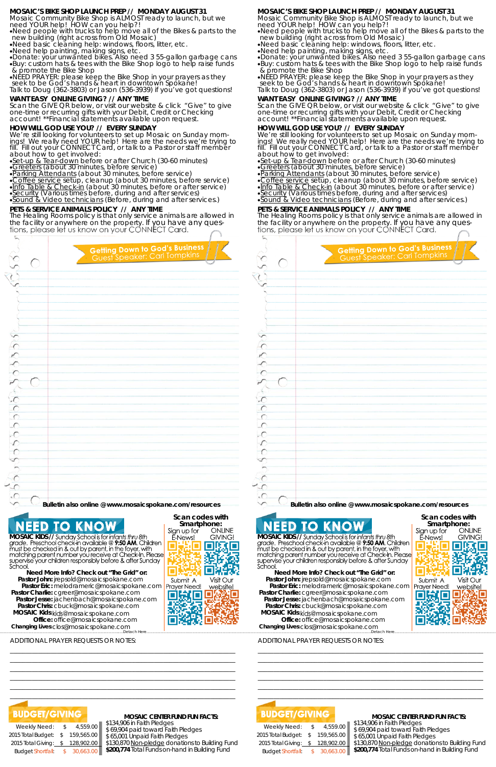## MOSAIC'S BIKE SHOP LAUNCH PREP // MONDAY AUGUST 31

Mosaic Community Bike Shop is ALMOST ready to launch, but we need YOUR help! HOW can you help?!

- Need people with trucks to help move all of the Bikes & parts to the new building (right across from Old Mosaic)
- Need basic cleaning help: windows, floors, litter, etc.
- Need help painting, making signs, etc.
- Donate: your unwanted bikes. Also need 3 55-gallon garbage cans
- Buy: custom hats & tees with the Bike Shop logo to help raise funds & promote the Bike Shop
- NEED PRAYER: please keep the Bike Shop in your prayers as they seek to be God's hands & heart in downtown Spokane!

Talk to Doug (362-3803) or Jason (536-3939) if you've got questions!

## WANT EASY ONLINE GIVING? // ANY TIME

Scan the GIVE QR below, or visit our website & click "Give" to give one-time or recurring gifts with your Debit, Credit or Checking account! **Financial statements available upon request.

## HOW WILL GOD USE YOU? // EVERY SUNDAY

We're still looking for volunteers to set up Mosaic on Sunday mornings! We really need YOUR help! Here are the needs we're trying to fill. Fill out your CONNECT Card, or talk to a Pastor or staff member about how to get involved:

- Set-up & Tear-down before or after Church (30-60 minutes)
- Greeters (about 30 minutes, before service)
- Parking Attendants (about 30 minutes, before service)
- Coffee service setup, cleanup (about 30 minutes, before service)
- Info Table & Check-in (about 30 minutes, before or after service)
- Security (Various times before, during and after services)
- Sound & Video technicians (Before, during and after services.)

## PETS & SERVICE ANIMALS POLICY // ANY TIME

The Healing Rooms policy is that only service animals are allowed in the facility or anywhere on the property. If you have any questions, please let us know on your CONNECT Card.

Getting Down to God's Business
Guest Speaker: Carl Tompkins

Bulletin also online @www.mosaicspokane.com/resources

## NEED TO KNOW

**MOSAIC KIDS**// *Sunday School is for infants thru 8th grade. Preschool check-in available @* **9:50 AM**. *Children must be checked in & out by parent, in the foyer, with matching parent number you receive at Check-In. Please supervise your children responsibly before & after Sunday School.*

**Need More Info? Check out "The Grid" or:**

**Pastor John:** jrepsold@mosaicspokane.com
**Pastor Eric:** melodrameric@mosaicspokane.com
**Pastor Charlie:** cgreer@mosaicspokane.com
**Pastor Jesse:** jachenbach@mosaicspokane.com
**Pastor Chris:** cbuck@mosaicspokane.com
**MOSAIC Kids** kids@mosaicspokane.com
**Office:** office@mosaicspokane.com
**Changing Lives** clos@mosaicspokane.com

**Scan codes with Smartphone:**

Sign up for E-News! — ONLINE GIVING! — Submit A Prayer Need! — Visit Our website!

Detach Here

ADDITIONAL PRAYER REQUESTS OR NOTES:

## BUDGET/GIVING

| | | |
|---|---|---|
| Weekly Need: | $ | 4,559.00 |
| 2015 Total Budget: | $ | 159,565.00 |
| 2015 Total Giving: | $ | 128,902.00 |
| Budget Shortfall: | $ | 30,663.00 |

**MOSAIC CENTER FUND FUN FACTS:**

$134,906 in Faith Pledges
$ 69,904 paid toward Faith Pledges
$ 65,001 Unpaid Faith Pledges
$130,870 Non-pledge donations to Building Fund
**$200,774** Total Funds on-hand in Building Fund

## MOSAIC'S BIKE SHOP LAUNCH PREP // MONDAY AUGUST 31

Mosaic Community Bike Shop is ALMOST ready to launch, but we need YOUR help! HOW can you help?!

- Need people with trucks to help move all of the Bikes & parts to the new building (right across from Old Mosaic)
- Need basic cleaning help: windows, floors, litter, etc.
- Need help painting, making signs, etc.
- Donate: your unwanted bikes. Also need 3 55-gallon garbage cans
- Buy: custom hats & tees with the Bike Shop logo to help raise funds & promote the Bike Shop
- NEED PRAYER: please keep the Bike Shop in your prayers as they seek to be God's hands & heart in downtown Spokane!

Talk to Doug (362-3803) or Jason (536-3939) if you've got questions!

## WANT EASY ONLINE GIVING? // ANY TIME

Scan the GIVE QR below, or visit our website & click "Give" to give one-time or recurring gifts with your Debit, Credit or Checking account! **Financial statements available upon request.

## HOW WILL GOD USE YOU? // EVERY SUNDAY

We're still looking for volunteers to set up Mosaic on Sunday mornings! We really need YOUR help! Here are the needs we're trying to fill. Fill out your CONNECT Card, or talk to a Pastor or staff member about how to get involved:

- Set-up & Tear-down before or after Church (30-60 minutes)
- Greeters (about 30 minutes, before service)
- Parking Attendants (about 30 minutes, before service)
- Coffee service setup, cleanup (about 30 minutes, before service)
- Info Table & Check-in (about 30 minutes, before or after service)
- Security (Various times before, during and after services)
- Sound & Video technicians (Before, during and after services.)

## PETS & SERVICE ANIMALS POLICY // ANY TIME

The Healing Rooms policy is that only service animals are allowed in the facility or anywhere on the property. If you have any questions, please let us know on your CONNECT Card.

Getting Down to God's Business
Guest Speaker: Carl Tompkins

Bulletin also online @www.mosaicspokane.com/resources

## NEED TO KNOW

**MOSAIC KIDS**// *Sunday School is for infants thru 8th grade. Preschool check-in available @* **9:50 AM**. *Children must be checked in & out by parent, in the foyer, with matching parent number you receive at Check-In. Please supervise your children responsibly before & after Sunday School.*

**Need More Info? Check out "The Grid" or:**

**Pastor John:** jrepsold@mosaicspokane.com
**Pastor Eric:** melodrameric@mosaicspokane.com
**Pastor Charlie:** cgreer@mosaicspokane.com
**Pastor Jesse:** jachenbach@mosaicspokane.com
**Pastor Chris:** cbuck@mosaicspokane.com
**MOSAIC Kids** kids@mosaicspokane.com
**Office:** office@mosaicspokane.com
**Changing Lives** clos@mosaicspokane.com

**Scan codes with Smartphone:**

Sign up for E-News! — ONLINE GIVING! — Submit A Prayer Need! — Visit Our website!

Detach Here

ADDITIONAL PRAYER REQUESTS OR NOTES:

## BUDGET/GIVING

| | | |
|---|---|---|
| Weekly Need: | $ | 4,559.00 |
| 2015 Total Budget: | $ | 159,565.00 |
| 2015 Total Giving: | $ | 128,902.00 |
| Budget Shortfall: | $ | 30,663.00 |

**MOSAIC CENTER FUND FUN FACTS:**

$134,906 in Faith Pledges
$ 69,904 paid toward Faith Pledges
$ 65,001 Unpaid Faith Pledges
$130,870 Non-pledge donations to Building Fund
**$200,774** Total Funds on-hand in Building Fund